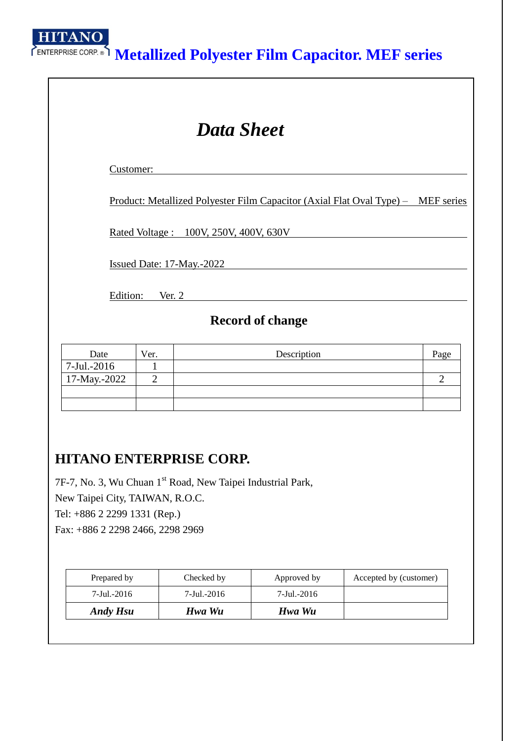HITANO ENTERPRISE CORP.

# Metallized Polyester Film Capacitor. MEF series

## *Data Sheet*

Customer:

Product: Metallized Polyester Film Capacitor (Axial Flat Oval Type) – MEF series

Rated Voltage : 100V, 250V, 400V, 630V

Issued Date: 17-May.-2022

Edition: Ver. 2

### Record of change

| Date | Ver. | Description | Page |
|---|---|---|---|
| 7-Jul.-2016 | 1 | | |
| 17-May.-2022 | 2 | | 2 |
| | | | |
| | | | |

## HITANO ENTERPRISE CORP.

7F-7, No. 3, Wu Chuan 1st Road, New Taipei Industrial Park,
New Taipei City, TAIWAN, R.O.C.
Tel: +886 2 2299 1331 (Rep.)
Fax: +886 2 2298 2466, 2298 2969

| Prepared by | Checked by | Approved by | Accepted by (customer) |
|---|---|---|---|
| 7-Jul.-2016 | 7-Jul.-2016 | 7-Jul.-2016 | |
| ***Andy Hsu*** | ***Hwa Wu*** | ***Hwa Wu*** | |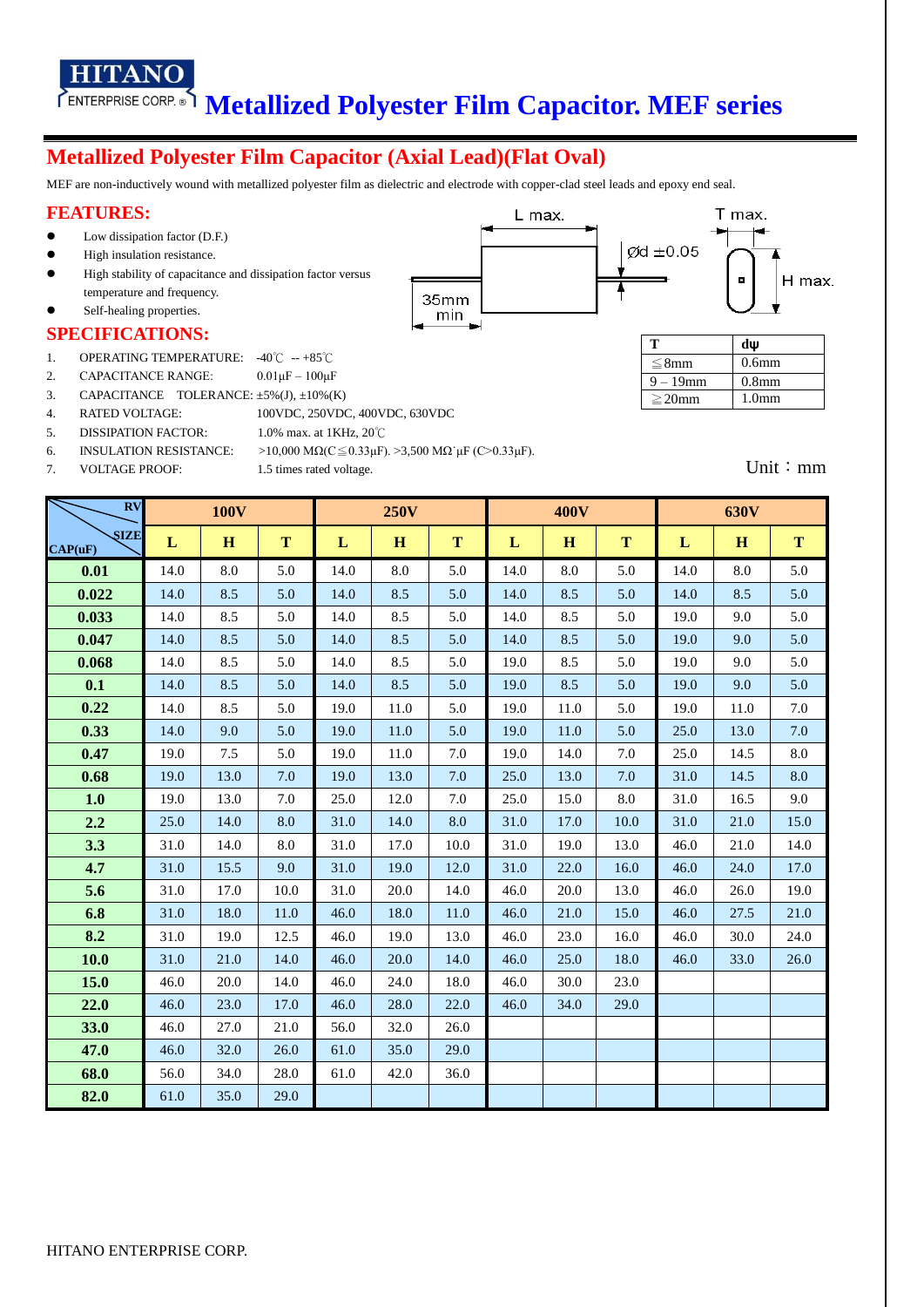HITANO ENTERPRISE CORP.® Metallized Polyester Film Capacitor. MEF series

## Metallized Polyester Film Capacitor (Axial Lead)(Flat Oval)

MEF are non-inductively wound with metallized polyester film as dielectric and electrode with copper-clad steel leads and epoxy end seal.

### FEATURES:

- Low dissipation factor (D.F.)
- High insulation resistance.
- High stability of capacitance and dissipation factor versus temperature and frequency.
- Self-healing properties.

L max.

T max.

Ød ±0.05

H max.

35mm min

| T | dψ |
|---|---|
| ≦8mm | 0.6mm |
| 9 – 19mm | 0.8mm |
| ≧20mm | 1.0mm |

### SPECIFICATIONS:

1. OPERATING TEMPERATURE: -40℃ -- +85℃
2. CAPACITANCE RANGE: 0.01μF – 100μF
3. CAPACITANCE TOLERANCE: ±5%(J), ±10%(K)
4. RATED VOLTAGE: 100VDC, 250VDC, 400VDC, 630VDC
5. DISSIPATION FACTOR: 1.0% max. at 1KHz, 20℃
6. INSULATION RESISTANCE: >10,000 MΩ(C≦0.33μF). >3,500 MΩ˙μF (C>0.33μF).
7. VOLTAGE PROOF: 1.5 times rated voltage.

Unit：mm

| RV / SIZE / CAP(uF) | 100V | | | 250V | | | 400V | | | 630V | | |
|---|---|---|---|---|---|---|---|---|---|---|---|---|
| | L | H | T | L | H | T | L | H | T | L | H | T |
| 0.01 | 14.0 | 8.0 | 5.0 | 14.0 | 8.0 | 5.0 | 14.0 | 8.0 | 5.0 | 14.0 | 8.0 | 5.0 |
| 0.022 | 14.0 | 8.5 | 5.0 | 14.0 | 8.5 | 5.0 | 14.0 | 8.5 | 5.0 | 14.0 | 8.5 | 5.0 |
| 0.033 | 14.0 | 8.5 | 5.0 | 14.0 | 8.5 | 5.0 | 14.0 | 8.5 | 5.0 | 19.0 | 9.0 | 5.0 |
| 0.047 | 14.0 | 8.5 | 5.0 | 14.0 | 8.5 | 5.0 | 14.0 | 8.5 | 5.0 | 19.0 | 9.0 | 5.0 |
| 0.068 | 14.0 | 8.5 | 5.0 | 14.0 | 8.5 | 5.0 | 19.0 | 8.5 | 5.0 | 19.0 | 9.0 | 5.0 |
| 0.1 | 14.0 | 8.5 | 5.0 | 14.0 | 8.5 | 5.0 | 19.0 | 8.5 | 5.0 | 19.0 | 9.0 | 5.0 |
| 0.22 | 14.0 | 8.5 | 5.0 | 19.0 | 11.0 | 5.0 | 19.0 | 11.0 | 5.0 | 19.0 | 11.0 | 7.0 |
| 0.33 | 14.0 | 9.0 | 5.0 | 19.0 | 11.0 | 5.0 | 19.0 | 11.0 | 5.0 | 25.0 | 13.0 | 7.0 |
| 0.47 | 19.0 | 7.5 | 5.0 | 19.0 | 11.0 | 7.0 | 19.0 | 14.0 | 7.0 | 25.0 | 14.5 | 8.0 |
| 0.68 | 19.0 | 13.0 | 7.0 | 19.0 | 13.0 | 7.0 | 25.0 | 13.0 | 7.0 | 31.0 | 14.5 | 8.0 |
| 1.0 | 19.0 | 13.0 | 7.0 | 25.0 | 12.0 | 7.0 | 25.0 | 15.0 | 8.0 | 31.0 | 16.5 | 9.0 |
| 2.2 | 25.0 | 14.0 | 8.0 | 31.0 | 14.0 | 8.0 | 31.0 | 17.0 | 10.0 | 31.0 | 21.0 | 15.0 |
| 3.3 | 31.0 | 14.0 | 8.0 | 31.0 | 17.0 | 10.0 | 31.0 | 19.0 | 13.0 | 46.0 | 21.0 | 14.0 |
| 4.7 | 31.0 | 15.5 | 9.0 | 31.0 | 19.0 | 12.0 | 31.0 | 22.0 | 16.0 | 46.0 | 24.0 | 17.0 |
| 5.6 | 31.0 | 17.0 | 10.0 | 31.0 | 20.0 | 14.0 | 46.0 | 20.0 | 13.0 | 46.0 | 26.0 | 19.0 |
| 6.8 | 31.0 | 18.0 | 11.0 | 46.0 | 18.0 | 11.0 | 46.0 | 21.0 | 15.0 | 46.0 | 27.5 | 21.0 |
| 8.2 | 31.0 | 19.0 | 12.5 | 46.0 | 19.0 | 13.0 | 46.0 | 23.0 | 16.0 | 46.0 | 30.0 | 24.0 |
| 10.0 | 31.0 | 21.0 | 14.0 | 46.0 | 20.0 | 14.0 | 46.0 | 25.0 | 18.0 | 46.0 | 33.0 | 26.0 |
| 15.0 | 46.0 | 20.0 | 14.0 | 46.0 | 24.0 | 18.0 | 46.0 | 30.0 | 23.0 | | | |
| 22.0 | 46.0 | 23.0 | 17.0 | 46.0 | 28.0 | 22.0 | 46.0 | 34.0 | 29.0 | | | |
| 33.0 | 46.0 | 27.0 | 21.0 | 56.0 | 32.0 | 26.0 | | | | | | |
| 47.0 | 46.0 | 32.0 | 26.0 | 61.0 | 35.0 | 29.0 | | | | | | |
| 68.0 | 56.0 | 34.0 | 28.0 | 61.0 | 42.0 | 36.0 | | | | | | |
| 82.0 | 61.0 | 35.0 | 29.0 | | | | | | | | | |

HITANO ENTERPRISE CORP.